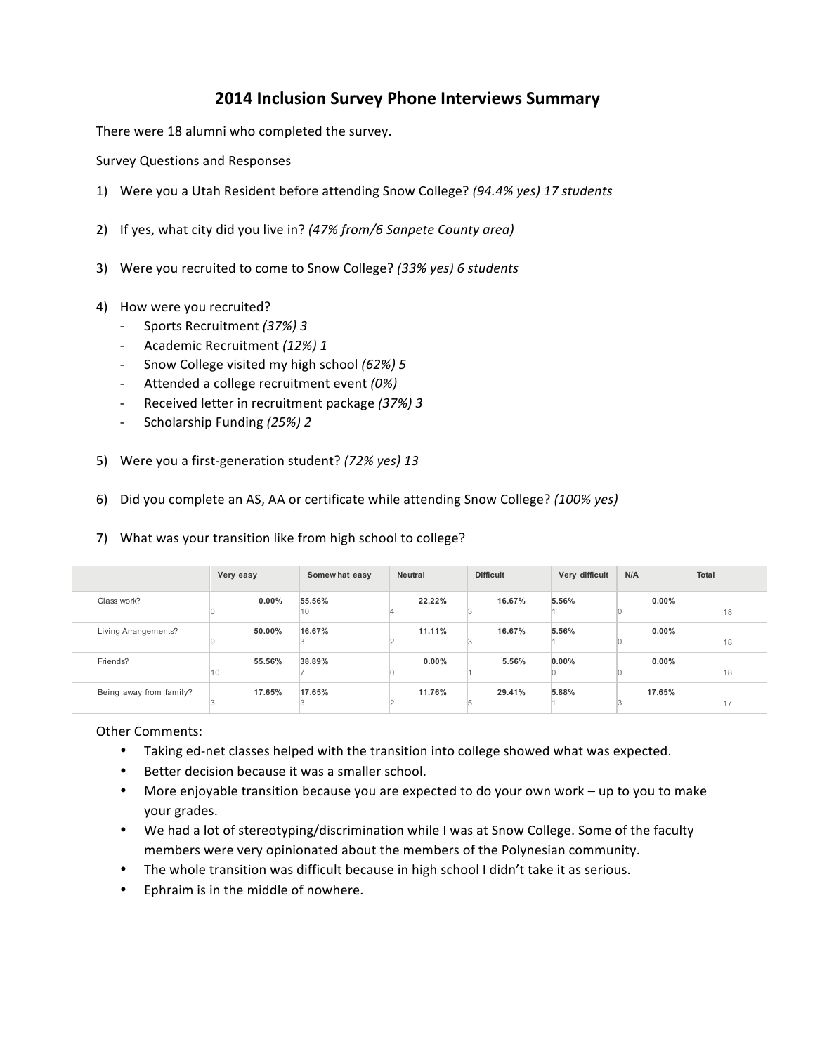# 2014 Inclusion Survey Phone Interviews Summary

There were 18 alumni who completed the survey.

Survey Questions and Responses

1) Were you a Utah Resident before attending Snow College? *(94.4% yes) 17 students*

2) If yes, what city did you live in? *(47% from/6 Sanpete County area)*

3) Were you recruited to come to Snow College? *(33% yes) 6 students*

4) How were you recruited?
   - Sports Recruitment *(37%) 3*
   - Academic Recruitment *(12%) 1*
   - Snow College visited my high school *(62%) 5*
   - Attended a college recruitment event *(0%)*
   - Received letter in recruitment package *(37%) 3*
   - Scholarship Funding *(25%) 2*

5) Were you a first-generation student? *(72% yes) 13*

6) Did you complete an AS, AA or certificate while attending Snow College? *(100% yes)*

7) What was your transition like from high school to college?

| | Very easy | Somewhat easy | Neutral | Difficult | Very difficult | N/A | Total |
|---|---|---|---|---|---|---|---|
| Class work? | 0.00% 0 | 55.56% 10 | 22.22% 4 | 16.67% 3 | 5.56% 1 | 0.00% 0 | 18 |
| Living Arrangements? | 50.00% 9 | 16.67% 3 | 11.11% 2 | 16.67% 3 | 5.56% 1 | 0.00% 0 | 18 |
| Friends? | 55.56% 10 | 38.89% 7 | 0.00% 0 | 5.56% 1 | 0.00% 0 | 0.00% 0 | 18 |
| Being away from family? | 17.65% 3 | 17.65% 3 | 11.76% 2 | 29.41% 5 | 5.88% 1 | 17.65% 3 | 17 |

Other Comments:

- Taking ed-net classes helped with the transition into college showed what was expected.
- Better decision because it was a smaller school.
- More enjoyable transition because you are expected to do your own work – up to you to make your grades.
- We had a lot of stereotyping/discrimination while I was at Snow College. Some of the faculty members were very opinionated about the members of the Polynesian community.
- The whole transition was difficult because in high school I didn't take it as serious.
- Ephraim is in the middle of nowhere.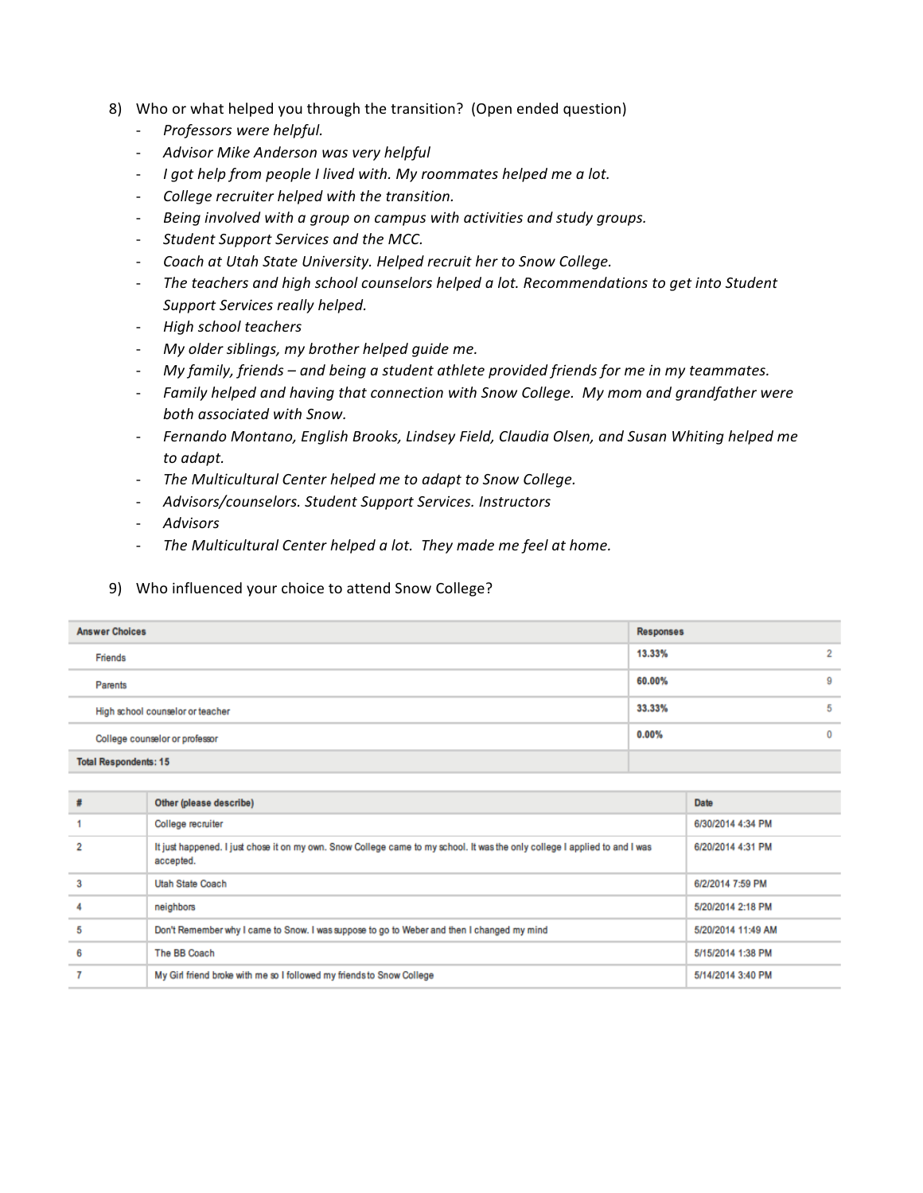8) Who or what helped you through the transition? (Open ended question)

- *Professors were helpful.*
- *Advisor Mike Anderson was very helpful*
- *I got help from people I lived with. My roommates helped me a lot.*
- *College recruiter helped with the transition.*
- *Being involved with a group on campus with activities and study groups.*
- *Student Support Services and the MCC.*
- *Coach at Utah State University. Helped recruit her to Snow College.*
- *The teachers and high school counselors helped a lot. Recommendations to get into Student Support Services really helped.*
- *High school teachers*
- *My older siblings, my brother helped guide me.*
- *My family, friends – and being a student athlete provided friends for me in my teammates.*
- *Family helped and having that connection with Snow College. My mom and grandfather were both associated with Snow.*
- *Fernando Montano, English Brooks, Lindsey Field, Claudia Olsen, and Susan Whiting helped me to adapt.*
- *The Multicultural Center helped me to adapt to Snow College.*
- *Advisors/counselors. Student Support Services. Instructors*
- *Advisors*
- *The Multicultural Center helped a lot. They made me feel at home.*

9) Who influenced your choice to attend Snow College?

| Answer Choices | Responses | |
|---|---|---|
| Friends | 13.33% | 2 |
| Parents | 60.00% | 9 |
| High school counselor or teacher | 33.33% | 5 |
| College counselor or professor | 0.00% | 0 |
| Total Respondents: 15 | | |

| # | Other (please describe) | Date |
|---|---|---|
| 1 | College recruiter | 6/30/2014 4:34 PM |
| 2 | It just happened. I just chose it on my own. Snow College came to my school. It was the only college I applied to and I was accepted. | 6/20/2014 4:31 PM |
| 3 | Utah State Coach | 6/2/2014 7:59 PM |
| 4 | neighbors | 5/20/2014 2:18 PM |
| 5 | Don't Remember why I came to Snow. I was suppose to go to Weber and then I changed my mind | 5/20/2014 11:49 AM |
| 6 | The BB Coach | 5/15/2014 1:38 PM |
| 7 | My Girl friend broke with me so I followed my friends to Snow College | 5/14/2014 3:40 PM |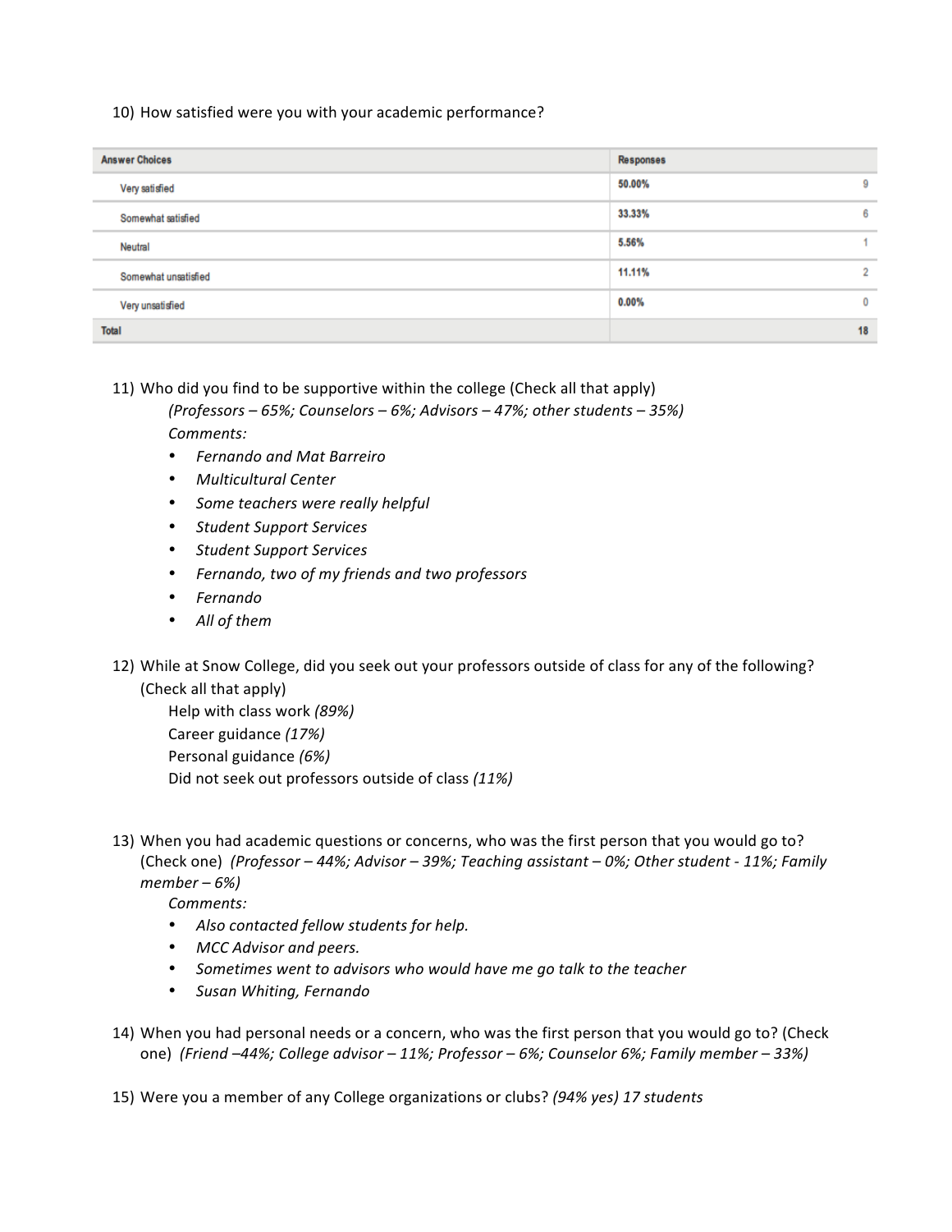10) How satisfied were you with your academic performance?

| Answer Choices | Responses | |
|---|---|---|
| Very satisfied | 50.00% | 9 |
| Somewhat satisfied | 33.33% | 6 |
| Neutral | 5.56% | 1 |
| Somewhat unsatisfied | 11.11% | 2 |
| Very unsatisfied | 0.00% | 0 |
| Total | | 18 |

11) Who did you find to be supportive within the college (Check all that apply)

*(Professors – 65%; Counselors – 6%; Advisors – 47%; other students – 35%)*

*Comments:*

- *Fernando and Mat Barreiro*
- *Multicultural Center*
- *Some teachers were really helpful*
- *Student Support Services*
- *Student Support Services*
- *Fernando, two of my friends and two professors*
- *Fernando*
- *All of them*

12) While at Snow College, did you seek out your professors outside of class for any of the following? (Check all that apply)

Help with class work *(89%)*

Career guidance *(17%)*

Personal guidance *(6%)*

Did not seek out professors outside of class *(11%)*

13) When you had academic questions or concerns, who was the first person that you would go to? (Check one) *(Professor – 44%; Advisor – 39%; Teaching assistant – 0%; Other student - 11%; Family member – 6%)*

*Comments:*

- *Also contacted fellow students for help.*
- *MCC Advisor and peers.*
- *Sometimes went to advisors who would have me go talk to the teacher*
- *Susan Whiting, Fernando*

14) When you had personal needs or a concern, who was the first person that you would go to? (Check one) *(Friend –44%; College advisor – 11%; Professor – 6%; Counselor 6%; Family member – 33%)*

15) Were you a member of any College organizations or clubs? *(94% yes) 17 students*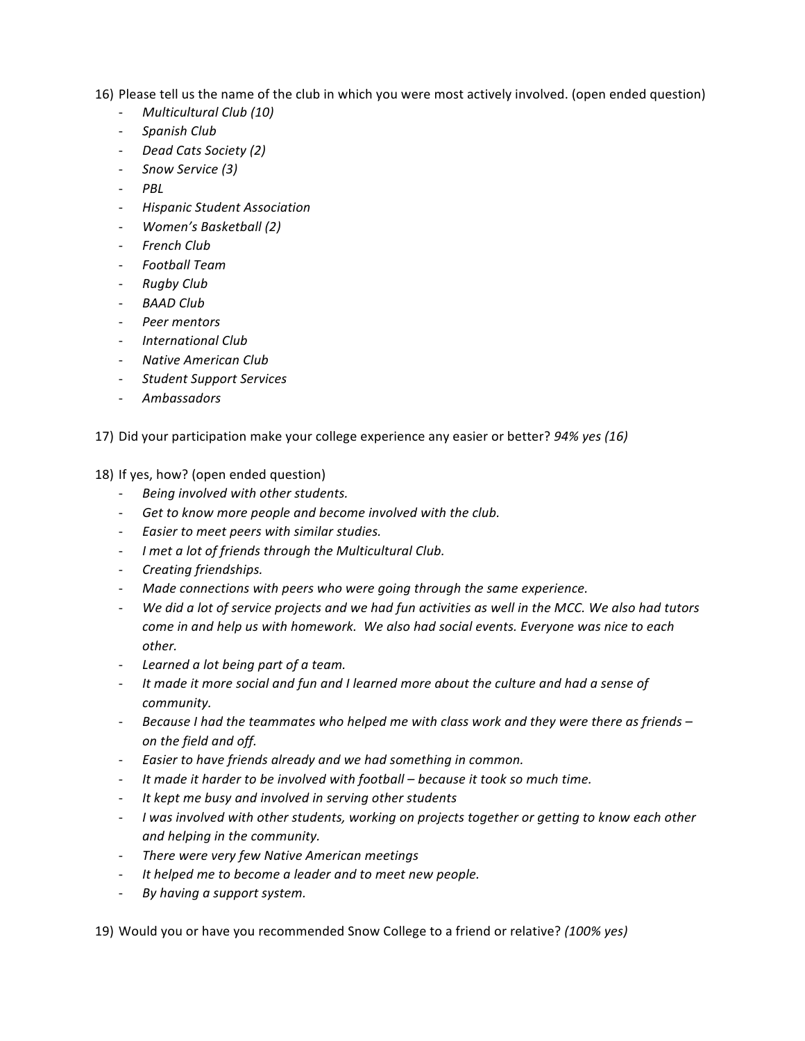16) Please tell us the name of the club in which you were most actively involved. (open ended question)
    - *Multicultural Club (10)*
    - *Spanish Club*
    - *Dead Cats Society (2)*
    - *Snow Service (3)*
    - *PBL*
    - *Hispanic Student Association*
    - *Women's Basketball (2)*
    - *French Club*
    - *Football Team*
    - *Rugby Club*
    - *BAAD Club*
    - *Peer mentors*
    - *International Club*
    - *Native American Club*
    - *Student Support Services*
    - *Ambassadors*

17) Did your participation make your college experience any easier or better? *94% yes (16)*

18) If yes, how? (open ended question)
    - *Being involved with other students.*
    - *Get to know more people and become involved with the club.*
    - *Easier to meet peers with similar studies.*
    - *I met a lot of friends through the Multicultural Club.*
    - *Creating friendships.*
    - *Made connections with peers who were going through the same experience.*
    - *We did a lot of service projects and we had fun activities as well in the MCC. We also had tutors come in and help us with homework. We also had social events. Everyone was nice to each other.*
    - *Learned a lot being part of a team.*
    - *It made it more social and fun and I learned more about the culture and had a sense of community.*
    - *Because I had the teammates who helped me with class work and they were there as friends – on the field and off.*
    - *Easier to have friends already and we had something in common.*
    - *It made it harder to be involved with football – because it took so much time.*
    - *It kept me busy and involved in serving other students*
    - *I was involved with other students, working on projects together or getting to know each other and helping in the community.*
    - *There were very few Native American meetings*
    - *It helped me to become a leader and to meet new people.*
    - *By having a support system.*

19) Would you or have you recommended Snow College to a friend or relative? *(100% yes)*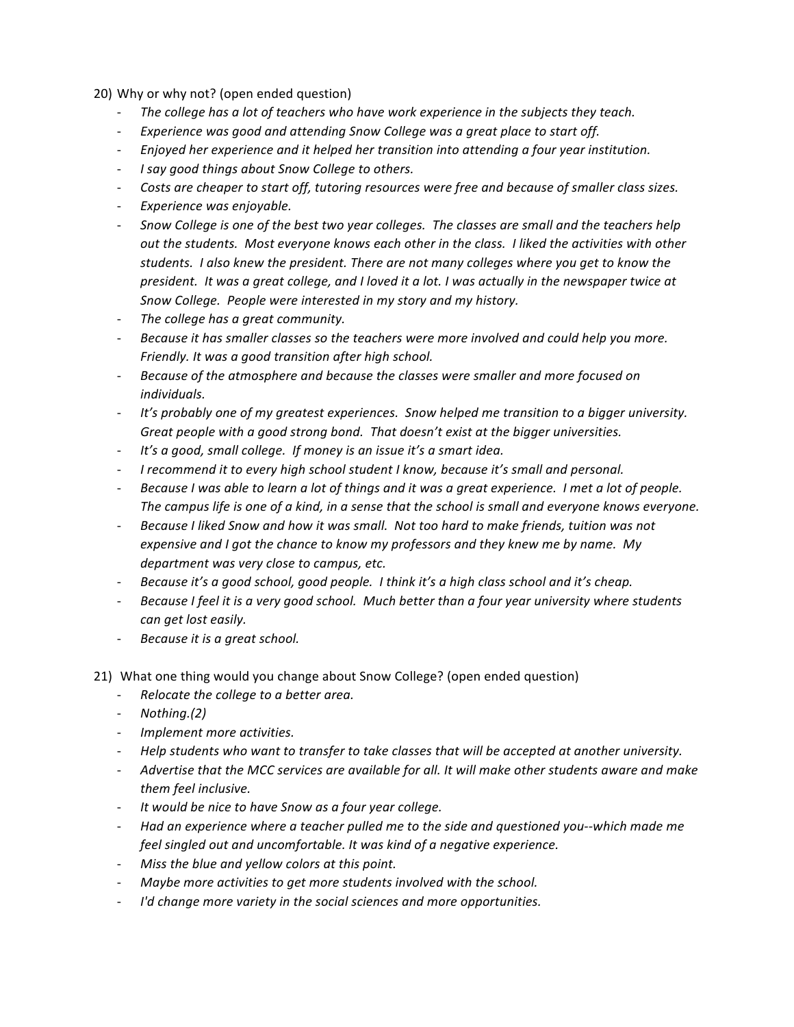20) Why or why not? (open ended question)

- *The college has a lot of teachers who have work experience in the subjects they teach.*
- *Experience was good and attending Snow College was a great place to start off.*
- *Enjoyed her experience and it helped her transition into attending a four year institution.*
- *I say good things about Snow College to others.*
- *Costs are cheaper to start off, tutoring resources were free and because of smaller class sizes.*
- *Experience was enjoyable.*
- *Snow College is one of the best two year colleges. The classes are small and the teachers help out the students. Most everyone knows each other in the class. I liked the activities with other students. I also knew the president. There are not many colleges where you get to know the president. It was a great college, and I loved it a lot. I was actually in the newspaper twice at Snow College. People were interested in my story and my history.*
- *The college has a great community.*
- *Because it has smaller classes so the teachers were more involved and could help you more. Friendly. It was a good transition after high school.*
- *Because of the atmosphere and because the classes were smaller and more focused on individuals.*
- *It's probably one of my greatest experiences. Snow helped me transition to a bigger university. Great people with a good strong bond. That doesn't exist at the bigger universities.*
- *It's a good, small college. If money is an issue it's a smart idea.*
- *I recommend it to every high school student I know, because it's small and personal.*
- *Because I was able to learn a lot of things and it was a great experience. I met a lot of people. The campus life is one of a kind, in a sense that the school is small and everyone knows everyone.*
- *Because I liked Snow and how it was small. Not too hard to make friends, tuition was not expensive and I got the chance to know my professors and they knew me by name. My department was very close to campus, etc.*
- *Because it's a good school, good people. I think it's a high class school and it's cheap.*
- *Because I feel it is a very good school. Much better than a four year university where students can get lost easily.*
- *Because it is a great school.*

21) What one thing would you change about Snow College? (open ended question)

- *Relocate the college to a better area.*
- *Nothing.(2)*
- *Implement more activities.*
- *Help students who want to transfer to take classes that will be accepted at another university.*
- *Advertise that the MCC services are available for all. It will make other students aware and make them feel inclusive.*
- *It would be nice to have Snow as a four year college.*
- *Had an experience where a teacher pulled me to the side and questioned you--which made me feel singled out and uncomfortable. It was kind of a negative experience.*
- *Miss the blue and yellow colors at this point.*
- *Maybe more activities to get more students involved with the school.*
- *I'd change more variety in the social sciences and more opportunities.*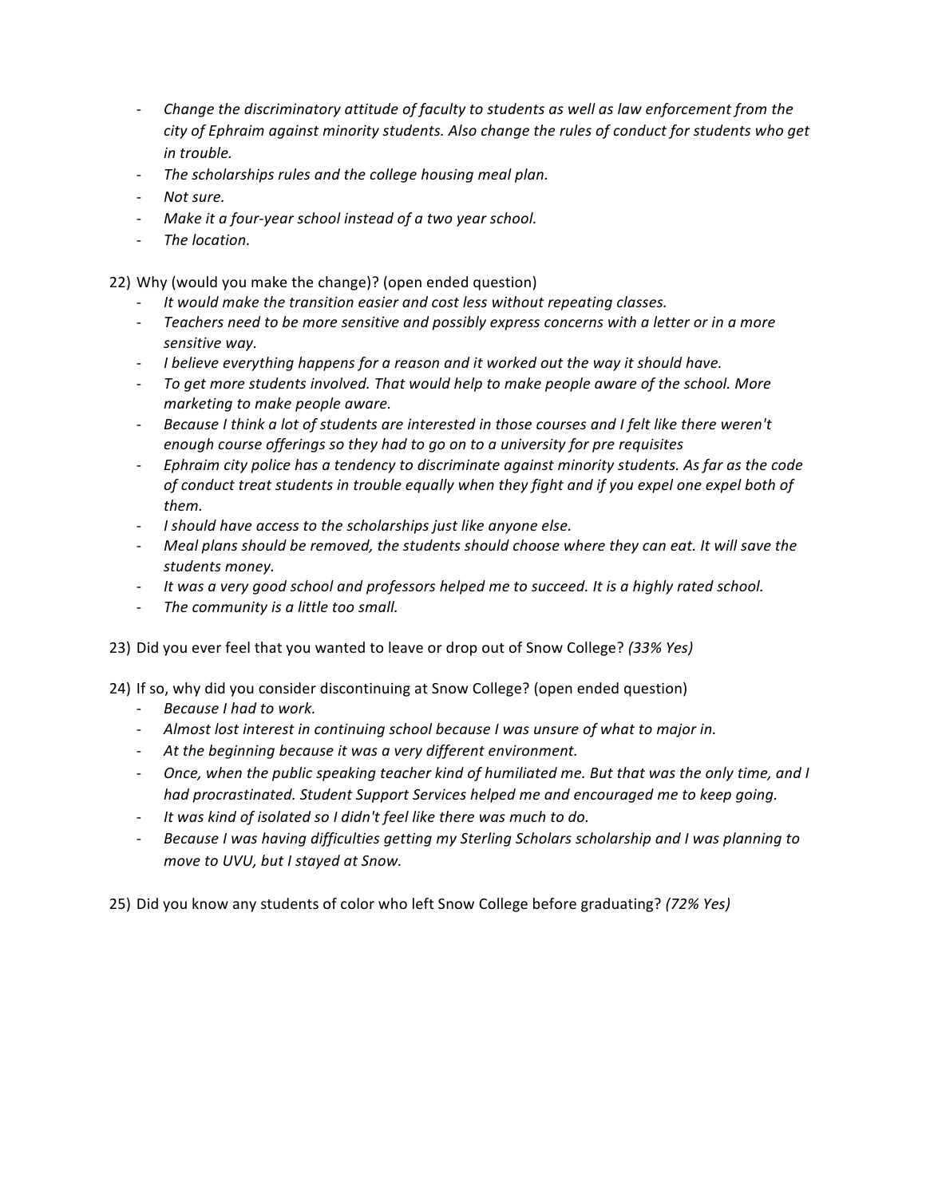- *Change the discriminatory attitude of faculty to students as well as law enforcement from the city of Ephraim against minority students. Also change the rules of conduct for students who get in trouble.*
- *The scholarships rules and the college housing meal plan.*
- *Not sure.*
- *Make it a four-year school instead of a two year school.*
- *The location.*

22) Why (would you make the change)? (open ended question)
    - *It would make the transition easier and cost less without repeating classes.*
    - *Teachers need to be more sensitive and possibly express concerns with a letter or in a more sensitive way.*
    - *I believe everything happens for a reason and it worked out the way it should have.*
    - *To get more students involved. That would help to make people aware of the school. More marketing to make people aware.*
    - *Because I think a lot of students are interested in those courses and I felt like there weren't enough course offerings so they had to go on to a university for pre requisites*
    - *Ephraim city police has a tendency to discriminate against minority students. As far as the code of conduct treat students in trouble equally when they fight and if you expel one expel both of them.*
    - *I should have access to the scholarships just like anyone else.*
    - *Meal plans should be removed, the students should choose where they can eat. It will save the students money.*
    - *It was a very good school and professors helped me to succeed. It is a highly rated school.*
    - *The community is a little too small.*

23) Did you ever feel that you wanted to leave or drop out of Snow College? *(33% Yes)*

24) If so, why did you consider discontinuing at Snow College? (open ended question)
    - *Because I had to work.*
    - *Almost lost interest in continuing school because I was unsure of what to major in.*
    - *At the beginning because it was a very different environment.*
    - *Once, when the public speaking teacher kind of humiliated me. But that was the only time, and I had procrastinated. Student Support Services helped me and encouraged me to keep going.*
    - *It was kind of isolated so I didn't feel like there was much to do.*
    - *Because I was having difficulties getting my Sterling Scholars scholarship and I was planning to move to UVU, but I stayed at Snow.*

25) Did you know any students of color who left Snow College before graduating? *(72% Yes)*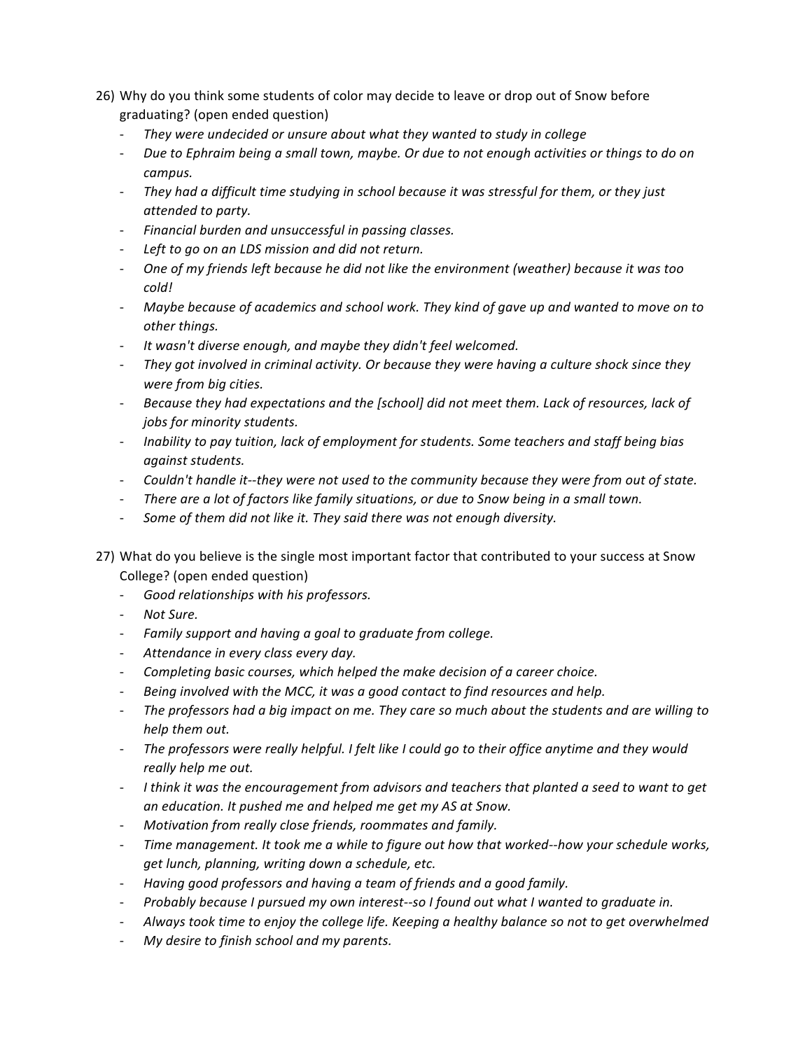26) Why do you think some students of color may decide to leave or drop out of Snow before graduating? (open ended question)

- *They were undecided or unsure about what they wanted to study in college*
- *Due to Ephraim being a small town, maybe. Or due to not enough activities or things to do on campus.*
- *They had a difficult time studying in school because it was stressful for them, or they just attended to party.*
- *Financial burden and unsuccessful in passing classes.*
- *Left to go on an LDS mission and did not return.*
- *One of my friends left because he did not like the environment (weather) because it was too cold!*
- *Maybe because of academics and school work. They kind of gave up and wanted to move on to other things.*
- *It wasn't diverse enough, and maybe they didn't feel welcomed.*
- *They got involved in criminal activity. Or because they were having a culture shock since they were from big cities.*
- *Because they had expectations and the [school] did not meet them. Lack of resources, lack of jobs for minority students.*
- *Inability to pay tuition, lack of employment for students. Some teachers and staff being bias against students.*
- *Couldn't handle it--they were not used to the community because they were from out of state.*
- *There are a lot of factors like family situations, or due to Snow being in a small town.*
- *Some of them did not like it. They said there was not enough diversity.*

27) What do you believe is the single most important factor that contributed to your success at Snow College? (open ended question)

- *Good relationships with his professors.*
- *Not Sure.*
- *Family support and having a goal to graduate from college.*
- *Attendance in every class every day.*
- *Completing basic courses, which helped the make decision of a career choice.*
- *Being involved with the MCC, it was a good contact to find resources and help.*
- *The professors had a big impact on me. They care so much about the students and are willing to help them out.*
- *The professors were really helpful. I felt like I could go to their office anytime and they would really help me out.*
- *I think it was the encouragement from advisors and teachers that planted a seed to want to get an education. It pushed me and helped me get my AS at Snow.*
- *Motivation from really close friends, roommates and family.*
- *Time management. It took me a while to figure out how that worked--how your schedule works, get lunch, planning, writing down a schedule, etc.*
- *Having good professors and having a team of friends and a good family.*
- *Probably because I pursued my own interest--so I found out what I wanted to graduate in.*
- *Always took time to enjoy the college life. Keeping a healthy balance so not to get overwhelmed*
- *My desire to finish school and my parents.*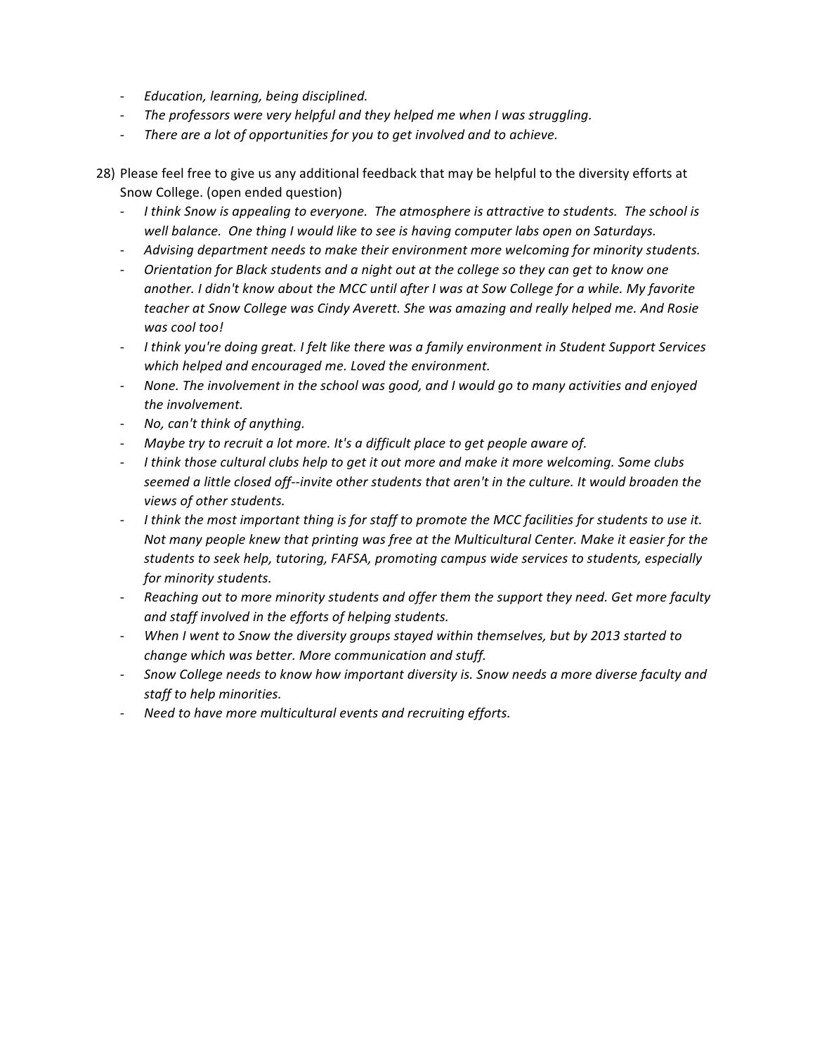- *Education, learning, being disciplined.*
- *The professors were very helpful and they helped me when I was struggling.*
- *There are a lot of opportunities for you to get involved and to achieve.*

28) Please feel free to give us any additional feedback that may be helpful to the diversity efforts at Snow College. (open ended question)
    - *I think Snow is appealing to everyone. The atmosphere is attractive to students. The school is well balance. One thing I would like to see is having computer labs open on Saturdays.*
    - *Advising department needs to make their environment more welcoming for minority students.*
    - *Orientation for Black students and a night out at the college so they can get to know one another. I didn't know about the MCC until after I was at Sow College for a while. My favorite teacher at Snow College was Cindy Averett. She was amazing and really helped me. And Rosie was cool too!*
    - *I think you're doing great. I felt like there was a family environment in Student Support Services which helped and encouraged me. Loved the environment.*
    - *None. The involvement in the school was good, and I would go to many activities and enjoyed the involvement.*
    - *No, can't think of anything.*
    - *Maybe try to recruit a lot more. It's a difficult place to get people aware of.*
    - *I think those cultural clubs help to get it out more and make it more welcoming. Some clubs seemed a little closed off--invite other students that aren't in the culture. It would broaden the views of other students.*
    - *I think the most important thing is for staff to promote the MCC facilities for students to use it. Not many people knew that printing was free at the Multicultural Center. Make it easier for the students to seek help, tutoring, FAFSA, promoting campus wide services to students, especially for minority students.*
    - *Reaching out to more minority students and offer them the support they need. Get more faculty and staff involved in the efforts of helping students.*
    - *When I went to Snow the diversity groups stayed within themselves, but by 2013 started to change which was better. More communication and stuff.*
    - *Snow College needs to know how important diversity is. Snow needs a more diverse faculty and staff to help minorities.*
    - *Need to have more multicultural events and recruiting efforts.*